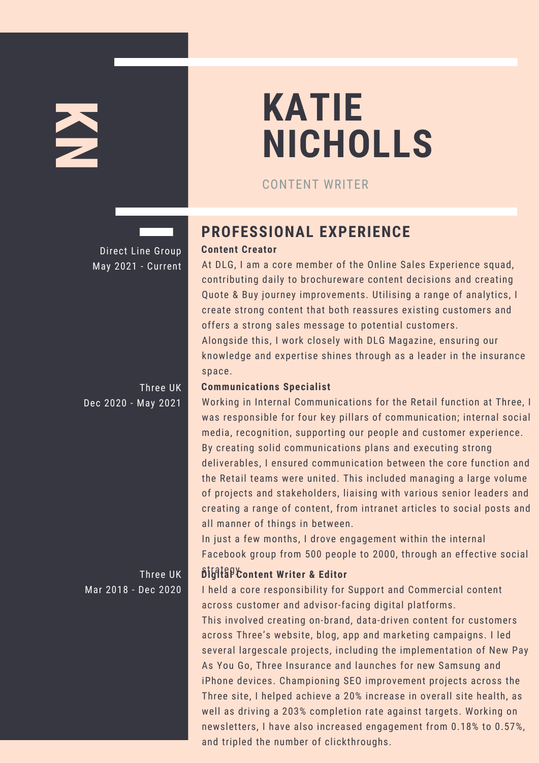KN

# KATIE NICHOLLS

CONTENT WRITER

## PROFESSIONAL EXPERIENCE

Direct Line Group
May 2021 - Current

### Content Creator

At DLG, I am a core member of the Online Sales Experience squad, contributing daily to brochureware content decisions and creating Quote & Buy journey improvements. Utilising a range of analytics, I create strong content that both reassures existing customers and offers a strong sales message to potential customers.

Alongside this, I work closely with DLG Magazine, ensuring our knowledge and expertise shines through as a leader in the insurance space.

Three UK
Dec 2020 - May 2021

### Communications Specialist

Working in Internal Communications for the Retail function at Three, I was responsible for four key pillars of communication; internal social media, recognition, supporting our people and customer experience. By creating solid communications plans and executing strong deliverables, I ensured communication between the core function and the Retail teams were united. This included managing a large volume of projects and stakeholders, liaising with various senior leaders and creating a range of content, from intranet articles to social posts and all manner of things in between.

In just a few months, I drove engagement within the internal Facebook group from 500 people to 2000, through an effective social strategy.

Three UK
Mar 2018 - Dec 2020

### Digital Content Writer & Editor

I held a core responsibility for Support and Commercial content across customer and advisor-facing digital platforms.

This involved creating on-brand, data-driven content for customers across Three's website, blog, app and marketing campaigns. I led several largescale projects, including the implementation of New Pay As You Go, Three Insurance and launches for new Samsung and iPhone devices. Championing SEO improvement projects across the Three site, I helped achieve a 20% increase in overall site health, as well as driving a 203% completion rate against targets. Working on newsletters, I have also increased engagement from 0.18% to 0.57%, and tripled the number of clickthroughs.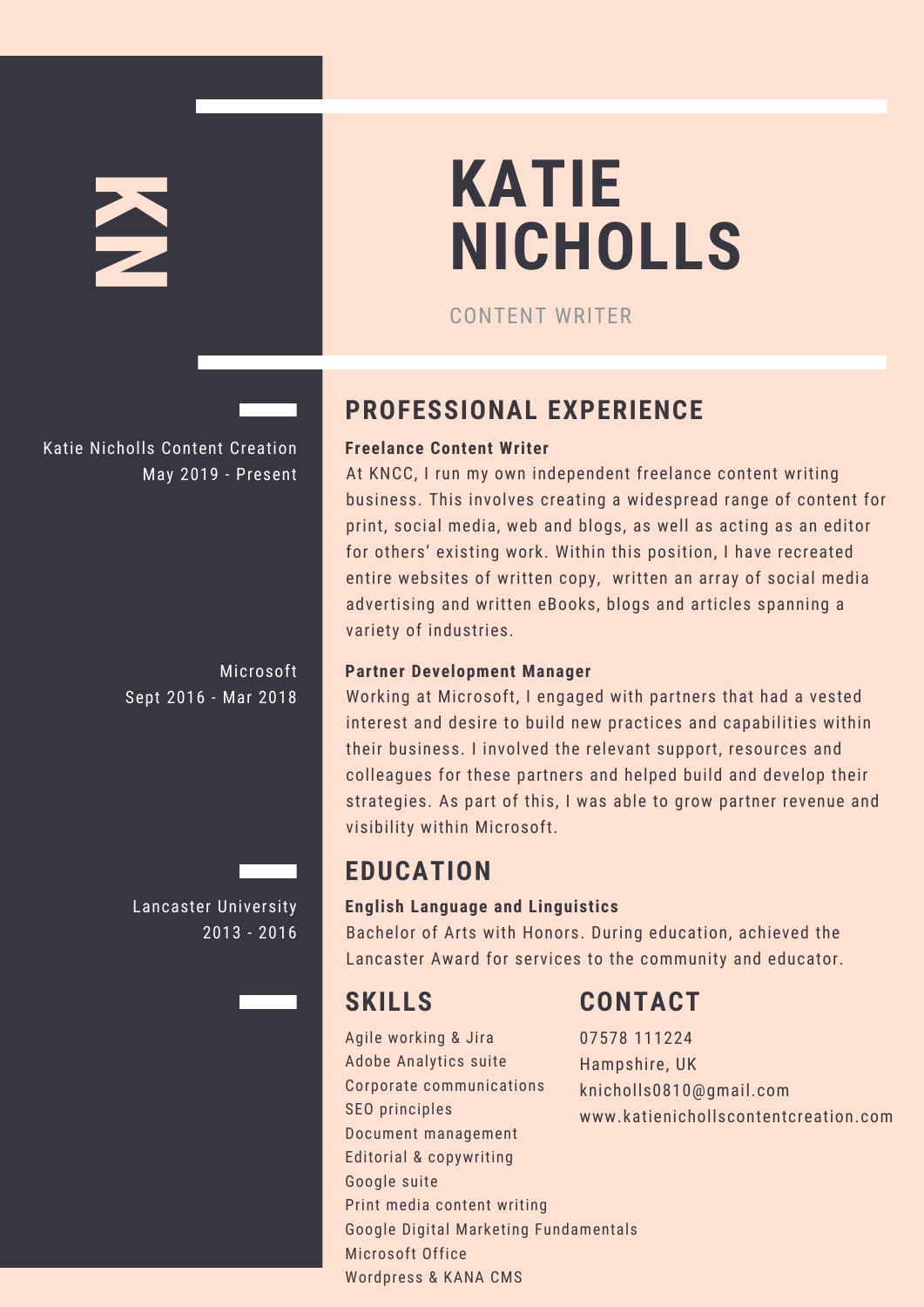KN

# KATIE NICHOLLS

CONTENT WRITER

## PROFESSIONAL EXPERIENCE

Katie Nicholls Content Creation
May 2019 - Present

**Freelance Content Writer**

At KNCC, I run my own independent freelance content writing business. This involves creating a widespread range of content for print, social media, web and blogs, as well as acting as an editor for others' existing work. Within this position, I have recreated entire websites of written copy, written an array of social media advertising and written eBooks, blogs and articles spanning a variety of industries.

Microsoft
Sept 2016 - Mar 2018

**Partner Development Manager**

Working at Microsoft, I engaged with partners that had a vested interest and desire to build new practices and capabilities within their business. I involved the relevant support, resources and colleagues for these partners and helped build and develop their strategies. As part of this, I was able to grow partner revenue and visibility within Microsoft.

## EDUCATION

Lancaster University
2013 - 2016

**English Language and Linguistics**

Bachelor of Arts with Honors. During education, achieved the Lancaster Award for services to the community and educator.

## SKILLS

- Agile working & Jira
- Adobe Analytics suite
- Corporate communications
- SEO principles
- Document management
- Editorial & copywriting
- Google suite
- Print media content writing
- Google Digital Marketing Fundamentals
- Microsoft Office
- Wordpress & KANA CMS

## CONTACT

07578 111224
Hampshire, UK
knicholls0810@gmail.com
www.katienichollscontentcreation.com